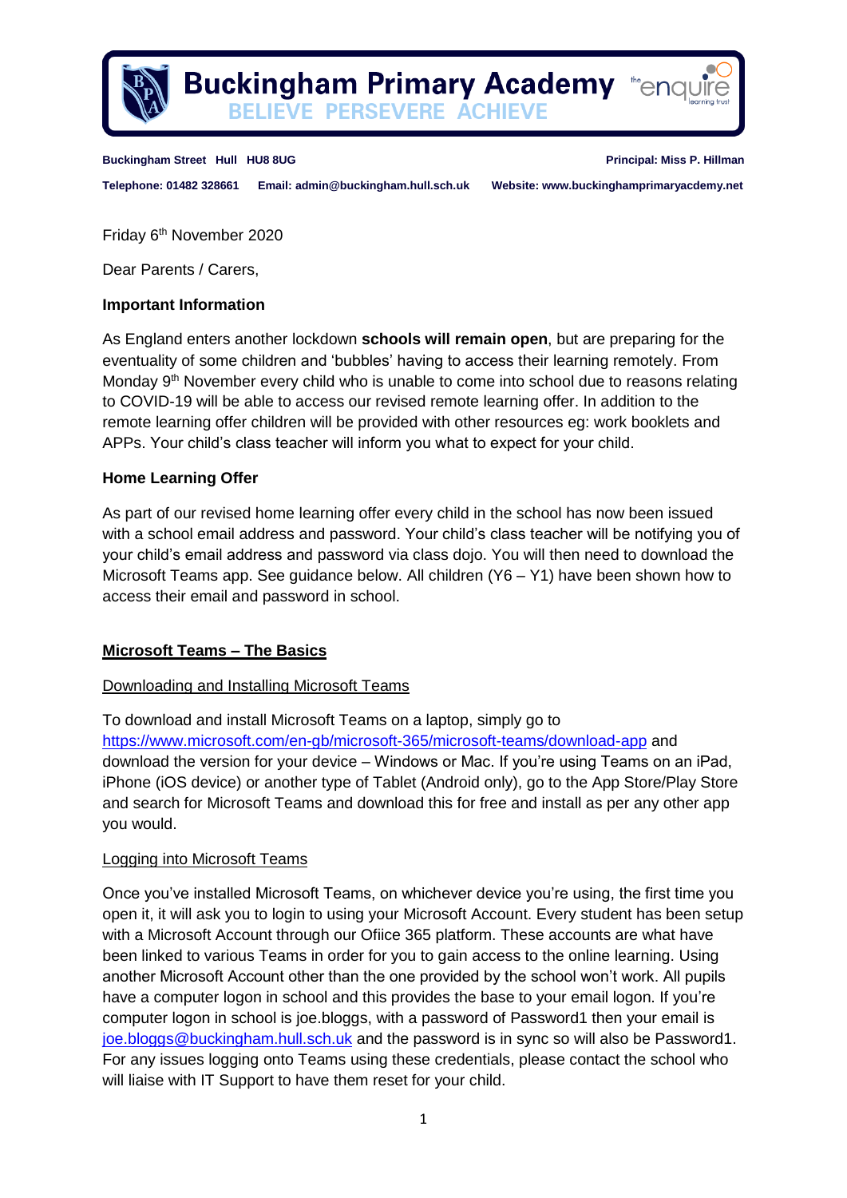# Buckingham Primary Academy

**BELIEVE PERSEVERE ACHIEVE**

**Buckingham Street Hull HU8 8UG** **Principal: Miss P. Hillman**

**Telephone: 01482 328661** **Email: admin@buckingham.hull.sch.uk** **Website: www.buckinghamprimaryacdemy.net**

Friday 6th November 2020

Dear Parents / Carers,

**Important Information**

As England enters another lockdown **schools will remain open**, but are preparing for the eventuality of some children and 'bubbles' having to access their learning remotely. From Monday 9th November every child who is unable to come into school due to reasons relating to COVID-19 will be able to access our revised remote learning offer. In addition to the remote learning offer children will be provided with other resources eg: work booklets and APPs. Your child's class teacher will inform you what to expect for your child.

**Home Learning Offer**

As part of our revised home learning offer every child in the school has now been issued with a school email address and password. Your child's class teacher will be notifying you of your child's email address and password via class dojo. You will then need to download the Microsoft Teams app. See guidance below. All children (Y6 – Y1) have been shown how to access their email and password in school.

## Microsoft Teams – The Basics

### Downloading and Installing Microsoft Teams

To download and install Microsoft Teams on a laptop, simply go to https://www.microsoft.com/en-gb/microsoft-365/microsoft-teams/download-app and download the version for your device – Windows or Mac. If you're using Teams on an iPad, iPhone (iOS device) or another type of Tablet (Android only), go to the App Store/Play Store and search for Microsoft Teams and download this for free and install as per any other app you would.

### Logging into Microsoft Teams

Once you've installed Microsoft Teams, on whichever device you're using, the first time you open it, it will ask you to login to using your Microsoft Account. Every student has been setup with a Microsoft Account through our Ofiice 365 platform. These accounts are what have been linked to various Teams in order for you to gain access to the online learning. Using another Microsoft Account other than the one provided by the school won't work. All pupils have a computer logon in school and this provides the base to your email logon. If you're computer logon in school is joe.bloggs, with a password of Password1 then your email is joe.bloggs@buckingham.hull.sch.uk and the password is in sync so will also be Password1. For any issues logging onto Teams using these credentials, please contact the school who will liaise with IT Support to have them reset for your child.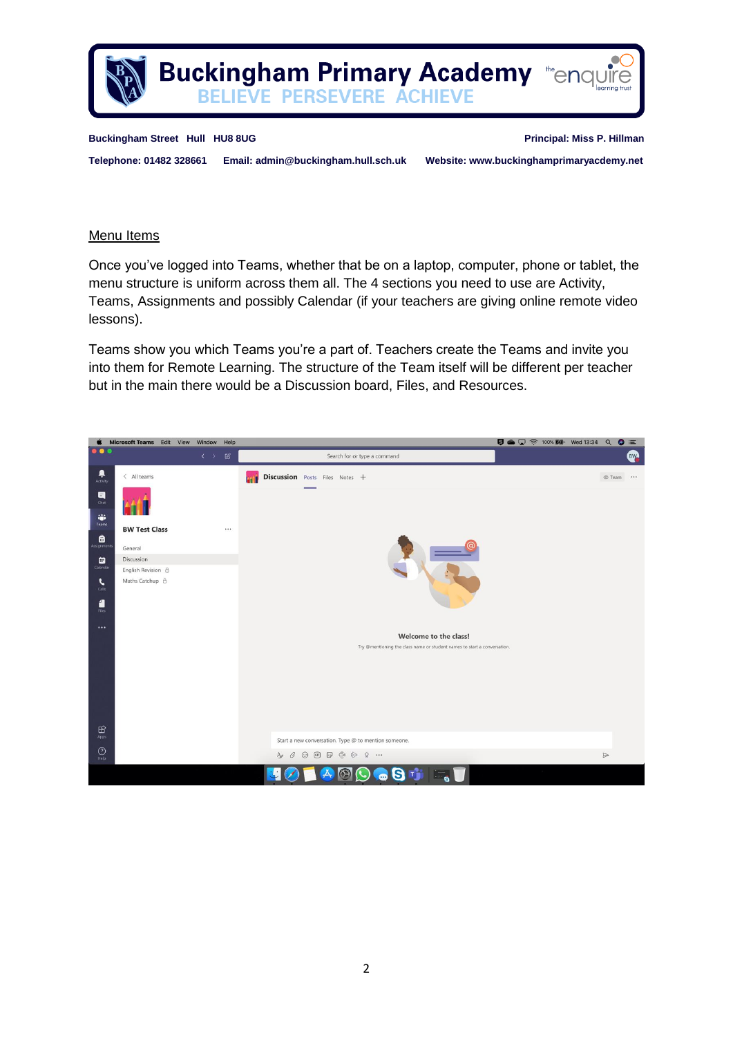## Menu Items

Once you've logged into Teams, whether that be on a laptop, computer, phone or tablet, the menu structure is uniform across them all. The 4 sections you need to use are Activity, Teams, Assignments and possibly Calendar (if your teachers are giving online remote video lessons).

Teams show you which Teams you're a part of. Teachers create the Teams and invite you into them for Remote Learning. The structure of the Team itself will be different per teacher but in the main there would be a Discussion board, Files, and Resources.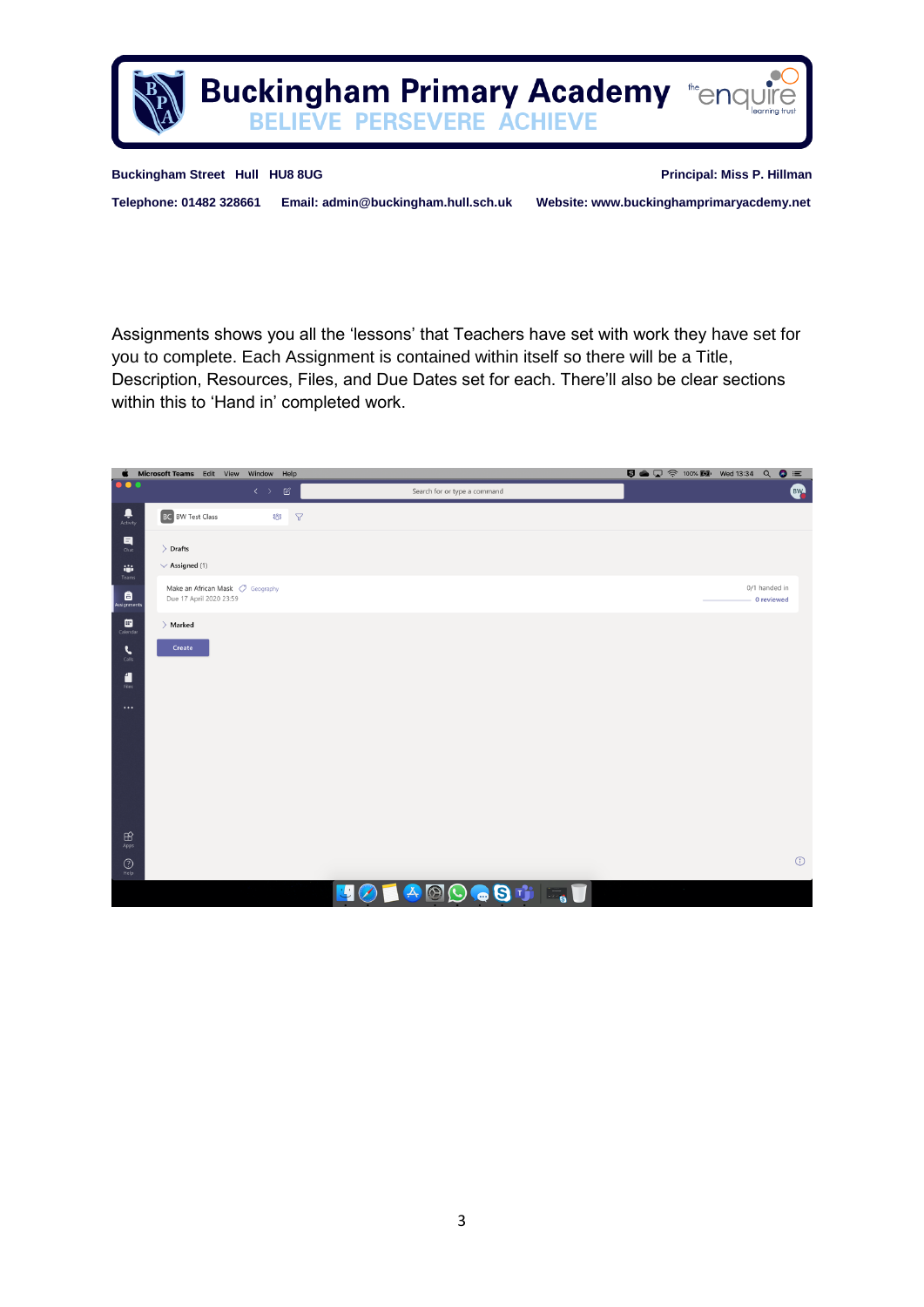Assignments shows you all the 'lessons' that Teachers have set with work they have set for you to complete. Each Assignment is contained within itself so there will be a Title, Description, Resources, Files, and Due Dates set for each. There'll also be clear sections within this to 'Hand in' completed work.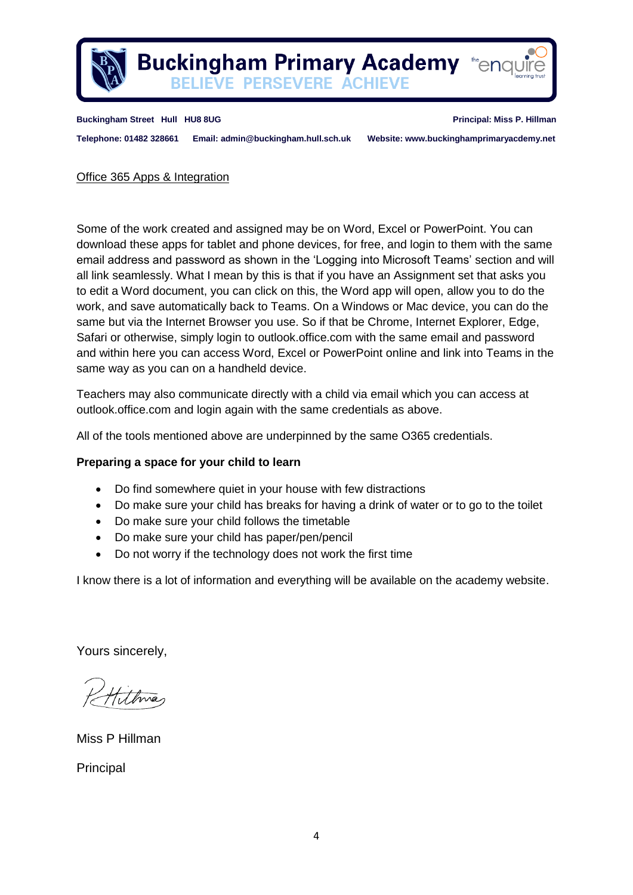**Buckingham Primary Academy**
BELIEVE PERSEVERE ACHIEVE

**Buckingham Street Hull HU8 8UG** **Principal: Miss P. Hillman**

**Telephone: 01482 328661** **Email: admin@buckingham.hull.sch.uk** **Website: www.buckinghamprimaryacdemy.net**

Office 365 Apps & Integration

Some of the work created and assigned may be on Word, Excel or PowerPoint. You can download these apps for tablet and phone devices, for free, and login to them with the same email address and password as shown in the 'Logging into Microsoft Teams' section and will all link seamlessly. What I mean by this is that if you have an Assignment set that asks you to edit a Word document, you can click on this, the Word app will open, allow you to do the work, and save automatically back to Teams. On a Windows or Mac device, you can do the same but via the Internet Browser you use. So if that be Chrome, Internet Explorer, Edge, Safari or otherwise, simply login to outlook.office.com with the same email and password and within here you can access Word, Excel or PowerPoint online and link into Teams in the same way as you can on a handheld device.

Teachers may also communicate directly with a child via email which you can access at outlook.office.com and login again with the same credentials as above.

All of the tools mentioned above are underpinned by the same O365 credentials.

**Preparing a space for your child to learn**

- Do find somewhere quiet in your house with few distractions
- Do make sure your child has breaks for having a drink of water or to go to the toilet
- Do make sure your child follows the timetable
- Do make sure your child has paper/pen/pencil
- Do not worry if the technology does not work the first time

I know there is a lot of information and everything will be available on the academy website.

Yours sincerely,

Miss P Hillman

Principal